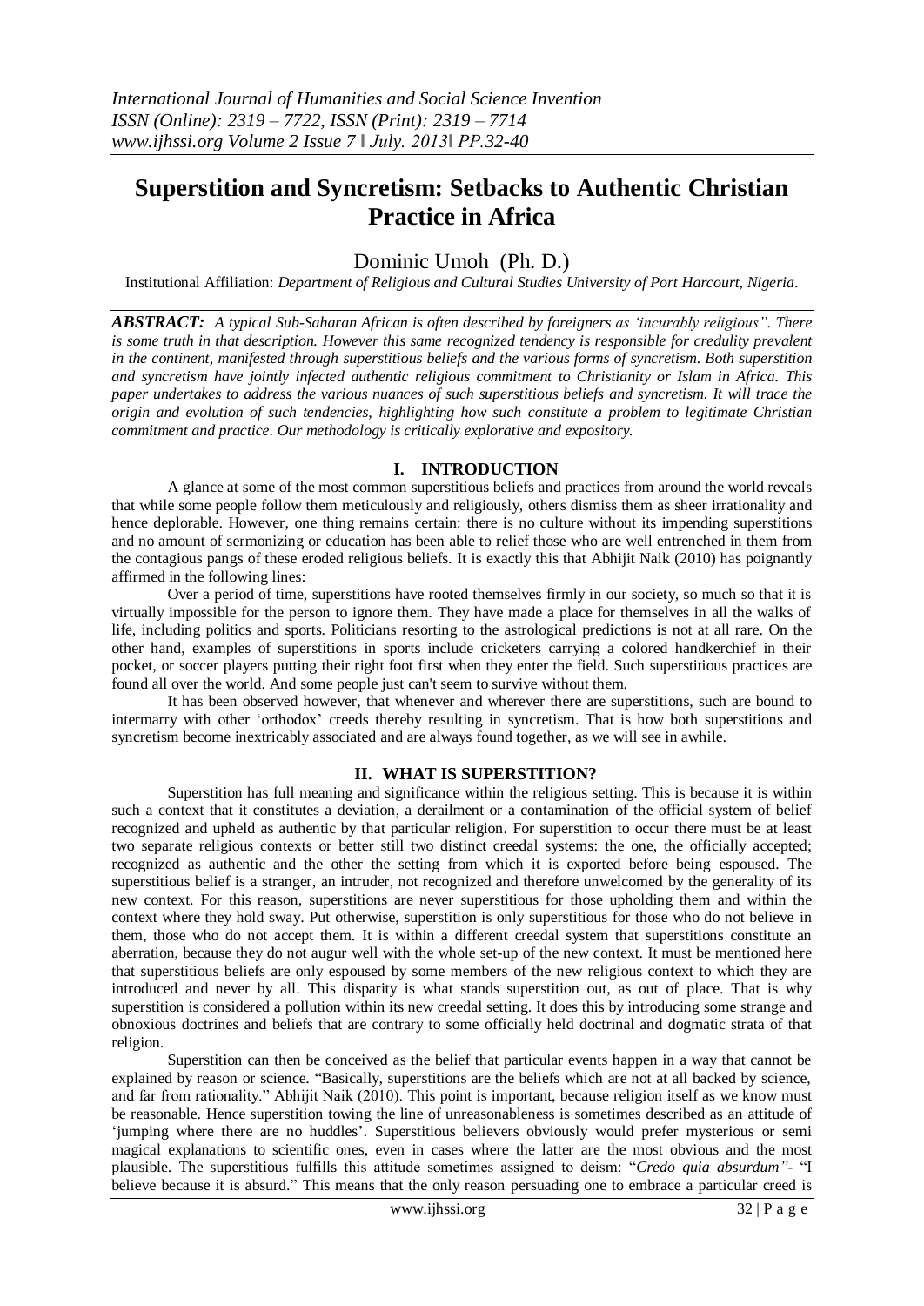# Superstition and Syncretism: Setbacks to Authentic Christian Practice in Africa

Dominic Umoh (Ph. D.)

Institutional Affiliation: *Department of Religious and Cultural Studies University of Port Harcourt, Nigeria.*

***ABSTRACT:*** *A typical Sub-Saharan African is often described by foreigners as 'incurably religious". There is some truth in that description. However this same recognized tendency is responsible for credulity prevalent in the continent, manifested through superstitious beliefs and the various forms of syncretism. Both superstition and syncretism have jointly infected authentic religious commitment to Christianity or Islam in Africa. This paper undertakes to address the various nuances of such superstitious beliefs and syncretism. It will trace the origin and evolution of such tendencies, highlighting how such constitute a problem to legitimate Christian commitment and practice. Our methodology is critically explorative and expository.*

## I. INTRODUCTION

A glance at some of the most common superstitious beliefs and practices from around the world reveals that while some people follow them meticulously and religiously, others dismiss them as sheer irrationality and hence deplorable. However, one thing remains certain: there is no culture without its impending superstitions and no amount of sermonizing or education has been able to relief those who are well entrenched in them from the contagious pangs of these eroded religious beliefs. It is exactly this that Abhijit Naik (2010) has poignantly affirmed in the following lines:

Over a period of time, superstitions have rooted themselves firmly in our society, so much so that it is virtually impossible for the person to ignore them. They have made a place for themselves in all the walks of life, including politics and sports. Politicians resorting to the astrological predictions is not at all rare. On the other hand, examples of superstitions in sports include cricketers carrying a colored handkerchief in their pocket, or soccer players putting their right foot first when they enter the field. Such superstitious practices are found all over the world. And some people just can't seem to survive without them.

It has been observed however, that whenever and wherever there are superstitions, such are bound to intermarry with other 'orthodox' creeds thereby resulting in syncretism. That is how both superstitions and syncretism become inextricably associated and are always found together, as we will see in awhile.

## II. WHAT IS SUPERSTITION?

Superstition has full meaning and significance within the religious setting. This is because it is within such a context that it constitutes a deviation, a derailment or a contamination of the official system of belief recognized and upheld as authentic by that particular religion. For superstition to occur there must be at least two separate religious contexts or better still two distinct creedal systems: the one, the officially accepted; recognized as authentic and the other the setting from which it is exported before being espoused. The superstitious belief is a stranger, an intruder, not recognized and therefore unwelcomed by the generality of its new context. For this reason, superstitions are never superstitious for those upholding them and within the context where they hold sway. Put otherwise, superstition is only superstitious for those who do not believe in them, those who do not accept them. It is within a different creedal system that superstitions constitute an aberration, because they do not augur well with the whole set-up of the new context. It must be mentioned here that superstitious beliefs are only espoused by some members of the new religious context to which they are introduced and never by all. This disparity is what stands superstition out, as out of place. That is why superstition is considered a pollution within its new creedal setting. It does this by introducing some strange and obnoxious doctrines and beliefs that are contrary to some officially held doctrinal and dogmatic strata of that religion.

Superstition can then be conceived as the belief that particular events happen in a way that cannot be explained by reason or science. "Basically, superstitions are the beliefs which are not at all backed by science, and far from rationality." Abhijit Naik (2010). This point is important, because religion itself as we know must be reasonable. Hence superstition towing the line of unreasonableness is sometimes described as an attitude of 'jumping where there are no huddles'. Superstitious believers obviously would prefer mysterious or semi magical explanations to scientific ones, even in cases where the latter are the most obvious and the most plausible. The superstitious fulfills this attitude sometimes assigned to deism: "*Credo quia absurdum"*- "I believe because it is absurd." This means that the only reason persuading one to embrace a particular creed is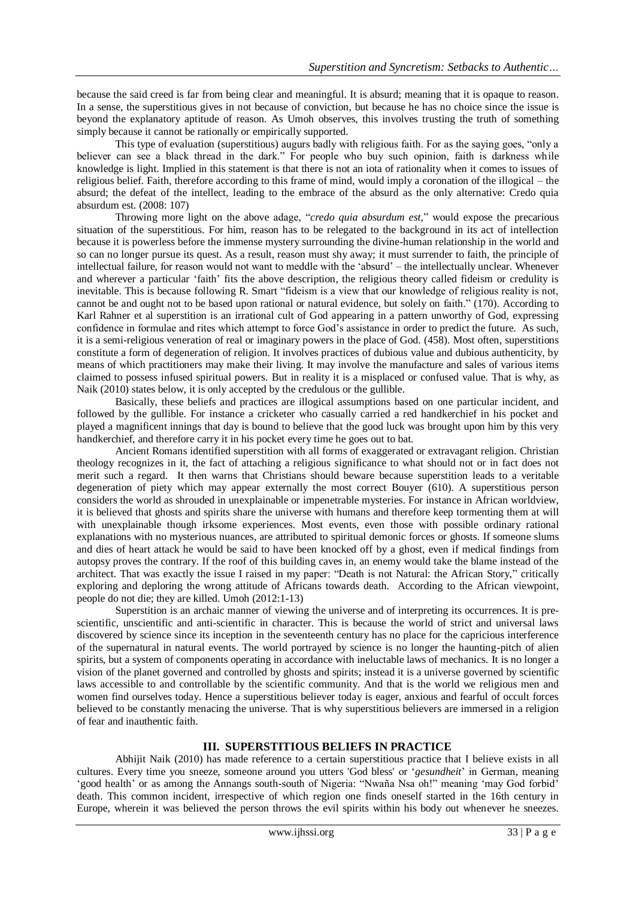because the said creed is far from being clear and meaningful. It is absurd; meaning that it is opaque to reason. In a sense, the superstitious gives in not because of conviction, but because he has no choice since the issue is beyond the explanatory aptitude of reason. As Umoh observes, this involves trusting the truth of something simply because it cannot be rationally or empirically supported.

This type of evaluation (superstitious) augurs badly with religious faith. For as the saying goes, "only a believer can see a black thread in the dark." For people who buy such opinion, faith is darkness while knowledge is light. Implied in this statement is that there is not an iota of rationality when it comes to issues of religious belief. Faith, therefore according to this frame of mind, would imply a coronation of the illogical – the absurd; the defeat of the intellect, leading to the embrace of the absurd as the only alternative: Credo quia absurdum est. (2008: 107)

Throwing more light on the above adage, "*credo quia absurdum est,*" would expose the precarious situation of the superstitious. For him, reason has to be relegated to the background in its act of intellection because it is powerless before the immense mystery surrounding the divine-human relationship in the world and so can no longer pursue its quest. As a result, reason must shy away; it must surrender to faith, the principle of intellectual failure, for reason would not want to meddle with the 'absurd' – the intellectually unclear. Whenever and wherever a particular 'faith' fits the above description, the religious theory called fideism or credulity is inevitable. This is because following R. Smart "fideism is a view that our knowledge of religious reality is not, cannot be and ought not to be based upon rational or natural evidence, but solely on faith." (170). According to Karl Rahner et al superstition is an irrational cult of God appearing in a pattern unworthy of God, expressing confidence in formulae and rites which attempt to force God's assistance in order to predict the future. As such, it is a semi-religious veneration of real or imaginary powers in the place of God. (458). Most often, superstitions constitute a form of degeneration of religion. It involves practices of dubious value and dubious authenticity, by means of which practitioners may make their living. It may involve the manufacture and sales of various items claimed to possess infused spiritual powers. But in reality it is a misplaced or confused value. That is why, as Naik (2010) states below, it is only accepted by the credulous or the gullible.

Basically, these beliefs and practices are illogical assumptions based on one particular incident, and followed by the gullible. For instance a cricketer who casually carried a red handkerchief in his pocket and played a magnificent innings that day is bound to believe that the good luck was brought upon him by this very handkerchief, and therefore carry it in his pocket every time he goes out to bat.

Ancient Romans identified superstition with all forms of exaggerated or extravagant religion. Christian theology recognizes in it, the fact of attaching a religious significance to what should not or in fact does not merit such a regard. It then warns that Christians should beware because superstition leads to a veritable degeneration of piety which may appear externally the most correct Bouyer (610). A superstitious person considers the world as shrouded in unexplainable or impenetrable mysteries. For instance in African worldview, it is believed that ghosts and spirits share the universe with humans and therefore keep tormenting them at will with unexplainable though irksome experiences. Most events, even those with possible ordinary rational explanations with no mysterious nuances, are attributed to spiritual demonic forces or ghosts. If someone slums and dies of heart attack he would be said to have been knocked off by a ghost, even if medical findings from autopsy proves the contrary. If the roof of this building caves in, an enemy would take the blame instead of the architect. That was exactly the issue I raised in my paper: "Death is not Natural: the African Story," critically exploring and deploring the wrong attitude of Africans towards death. According to the African viewpoint, people do not die; they are killed. Umoh (2012:1-13)

Superstition is an archaic manner of viewing the universe and of interpreting its occurrences. It is pre-scientific, unscientific and anti-scientific in character. This is because the world of strict and universal laws discovered by science since its inception in the seventeenth century has no place for the capricious interference of the supernatural in natural events. The world portrayed by science is no longer the haunting-pitch of alien spirits, but a system of components operating in accordance with ineluctable laws of mechanics. It is no longer a vision of the planet governed and controlled by ghosts and spirits; instead it is a universe governed by scientific laws accessible to and controllable by the scientific community. And that is the world we religious men and women find ourselves today. Hence a superstitious believer today is eager, anxious and fearful of occult forces believed to be constantly menacing the universe. That is why superstitious believers are immersed in a religion of fear and inauthentic faith.

## III. SUPERSTITIOUS BELIEFS IN PRACTICE

Abhijit Naik (2010) has made reference to a certain superstitious practice that I believe exists in all cultures. Every time you sneeze, someone around you utters 'God bless' or '*gesundheit*' in German, meaning 'good health' or as among the Annangs south-south of Nigeria: "Nwaña Nsa oh!" meaning 'may God forbid' death. This common incident, irrespective of which region one finds oneself started in the 16th century in Europe, wherein it was believed the person throws the evil spirits within his body out whenever he sneezes.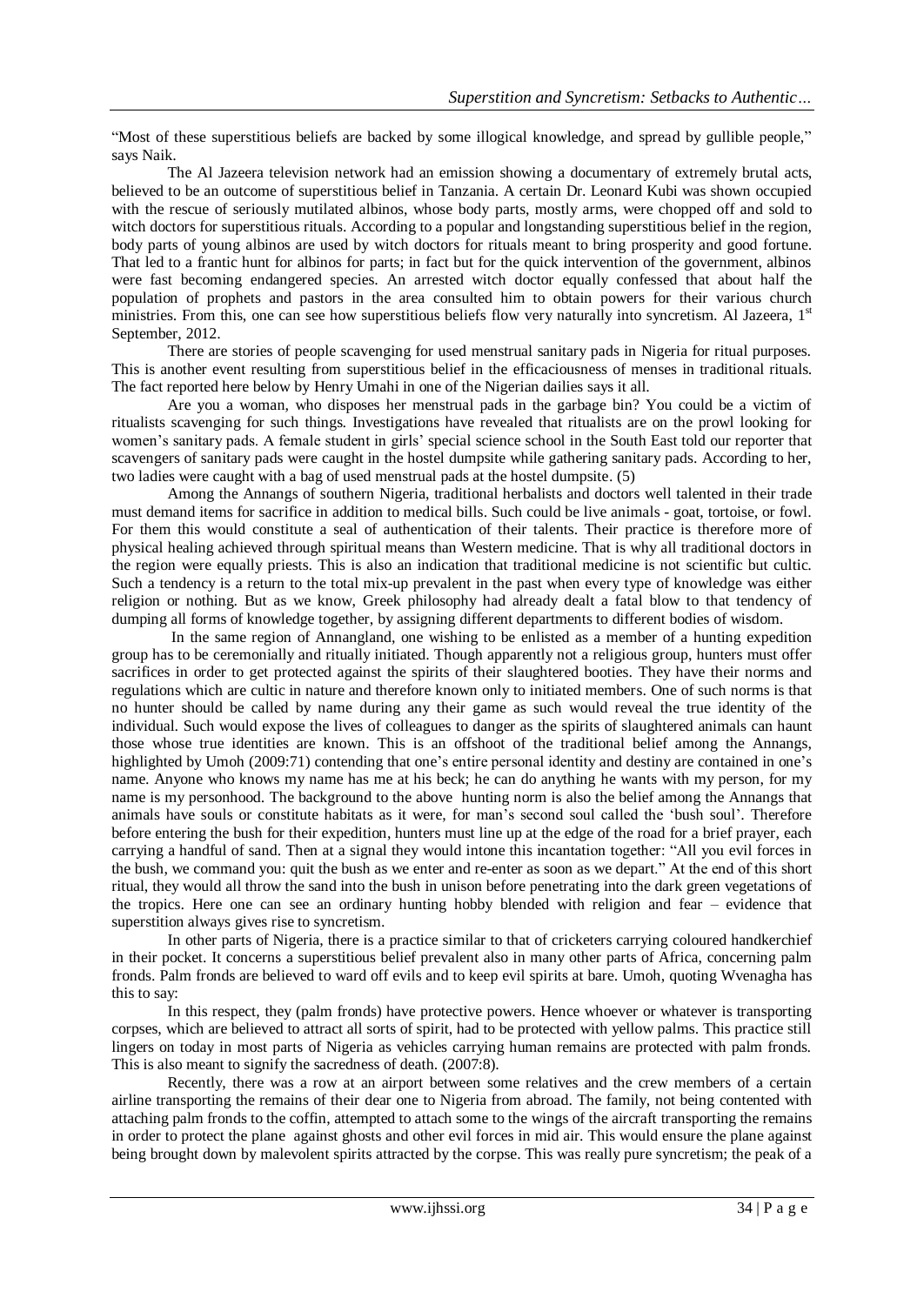"Most of these superstitious beliefs are backed by some illogical knowledge, and spread by gullible people," says Naik.

The Al Jazeera television network had an emission showing a documentary of extremely brutal acts, believed to be an outcome of superstitious belief in Tanzania. A certain Dr. Leonard Kubi was shown occupied with the rescue of seriously mutilated albinos, whose body parts, mostly arms, were chopped off and sold to witch doctors for superstitious rituals. According to a popular and longstanding superstitious belief in the region, body parts of young albinos are used by witch doctors for rituals meant to bring prosperity and good fortune. That led to a frantic hunt for albinos for parts; in fact but for the quick intervention of the government, albinos were fast becoming endangered species. An arrested witch doctor equally confessed that about half the population of prophets and pastors in the area consulted him to obtain powers for their various church ministries. From this, one can see how superstitious beliefs flow very naturally into syncretism. Al Jazeera, 1st September, 2012.

There are stories of people scavenging for used menstrual sanitary pads in Nigeria for ritual purposes. This is another event resulting from superstitious belief in the efficaciousness of menses in traditional rituals. The fact reported here below by Henry Umahi in one of the Nigerian dailies says it all.

Are you a woman, who disposes her menstrual pads in the garbage bin? You could be a victim of ritualists scavenging for such things. Investigations have revealed that ritualists are on the prowl looking for women's sanitary pads. A female student in girls' special science school in the South East told our reporter that scavengers of sanitary pads were caught in the hostel dumpsite while gathering sanitary pads. According to her, two ladies were caught with a bag of used menstrual pads at the hostel dumpsite. (5)

Among the Annangs of southern Nigeria, traditional herbalists and doctors well talented in their trade must demand items for sacrifice in addition to medical bills. Such could be live animals - goat, tortoise, or fowl. For them this would constitute a seal of authentication of their talents. Their practice is therefore more of physical healing achieved through spiritual means than Western medicine. That is why all traditional doctors in the region were equally priests. This is also an indication that traditional medicine is not scientific but cultic. Such a tendency is a return to the total mix-up prevalent in the past when every type of knowledge was either religion or nothing. But as we know, Greek philosophy had already dealt a fatal blow to that tendency of dumping all forms of knowledge together, by assigning different departments to different bodies of wisdom.

In the same region of Annangland, one wishing to be enlisted as a member of a hunting expedition group has to be ceremonially and ritually initiated. Though apparently not a religious group, hunters must offer sacrifices in order to get protected against the spirits of their slaughtered booties. They have their norms and regulations which are cultic in nature and therefore known only to initiated members. One of such norms is that no hunter should be called by name during any their game as such would reveal the true identity of the individual. Such would expose the lives of colleagues to danger as the spirits of slaughtered animals can haunt those whose true identities are known. This is an offshoot of the traditional belief among the Annangs, highlighted by Umoh (2009:71) contending that one's entire personal identity and destiny are contained in one's name. Anyone who knows my name has me at his beck; he can do anything he wants with my person, for my name is my personhood. The background to the above hunting norm is also the belief among the Annangs that animals have souls or constitute habitats as it were, for man's second soul called the 'bush soul'. Therefore before entering the bush for their expedition, hunters must line up at the edge of the road for a brief prayer, each carrying a handful of sand. Then at a signal they would intone this incantation together: "All you evil forces in the bush, we command you: quit the bush as we enter and re-enter as soon as we depart." At the end of this short ritual, they would all throw the sand into the bush in unison before penetrating into the dark green vegetations of the tropics. Here one can see an ordinary hunting hobby blended with religion and fear – evidence that superstition always gives rise to syncretism.

In other parts of Nigeria, there is a practice similar to that of cricketers carrying coloured handkerchief in their pocket. It concerns a superstitious belief prevalent also in many other parts of Africa, concerning palm fronds. Palm fronds are believed to ward off evils and to keep evil spirits at bare. Umoh, quoting Wvenagha has this to say:

In this respect, they (palm fronds) have protective powers. Hence whoever or whatever is transporting corpses, which are believed to attract all sorts of spirit, had to be protected with yellow palms. This practice still lingers on today in most parts of Nigeria as vehicles carrying human remains are protected with palm fronds. This is also meant to signify the sacredness of death. (2007:8).

Recently, there was a row at an airport between some relatives and the crew members of a certain airline transporting the remains of their dear one to Nigeria from abroad. The family, not being contented with attaching palm fronds to the coffin, attempted to attach some to the wings of the aircraft transporting the remains in order to protect the plane against ghosts and other evil forces in mid air. This would ensure the plane against being brought down by malevolent spirits attracted by the corpse. This was really pure syncretism; the peak of a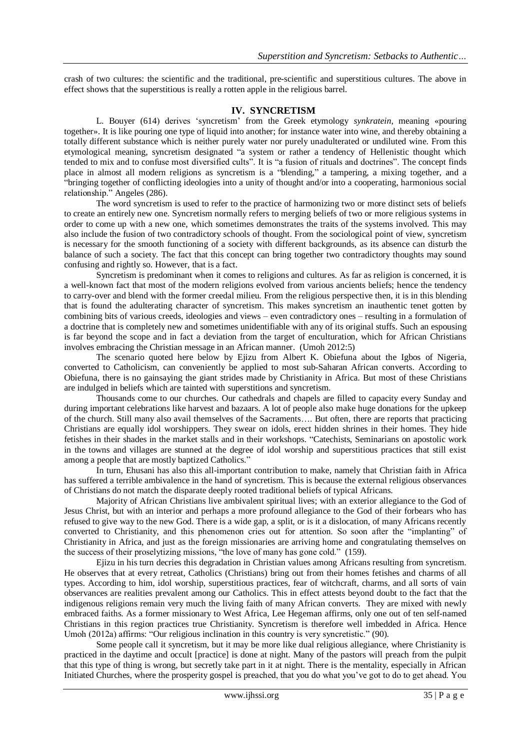crash of two cultures: the scientific and the traditional, pre-scientific and superstitious cultures. The above in effect shows that the superstitious is really a rotten apple in the religious barrel.

## IV. SYNCRETISM

L. Bouyer (614) derives 'syncretism' from the Greek etymology *synkratein,* meaning «pouring together». It is like pouring one type of liquid into another; for instance water into wine, and thereby obtaining a totally different substance which is neither purely water nor purely unadulterated or undiluted wine. From this etymological meaning, syncretism designated "a system or rather a tendency of Hellenistic thought which tended to mix and to confuse most diversified cults". It is "a fusion of rituals and doctrines". The concept finds place in almost all modern religions as syncretism is a "blending," a tampering, a mixing together, and a "bringing together of conflicting ideologies into a unity of thought and/or into a cooperating, harmonious social relationship." Angeles (286).

The word syncretism is used to refer to the practice of harmonizing two or more distinct sets of beliefs to create an entirely new one. Syncretism normally refers to merging beliefs of two or more religious systems in order to come up with a new one, which sometimes demonstrates the traits of the systems involved. This may also include the fusion of two contradictory schools of thought. From the sociological point of view, syncretism is necessary for the smooth functioning of a society with different backgrounds, as its absence can disturb the balance of such a society. The fact that this concept can bring together two contradictory thoughts may sound confusing and rightly so. However, that is a fact.

Syncretism is predominant when it comes to religions and cultures. As far as religion is concerned, it is a well-known fact that most of the modern religions evolved from various ancients beliefs; hence the tendency to carry-over and blend with the former creedal milieu. From the religious perspective then, it is in this blending that is found the adulterating character of syncretism. This makes syncretism an inauthentic tenet gotten by combining bits of various creeds, ideologies and views – even contradictory ones – resulting in a formulation of a doctrine that is completely new and sometimes unidentifiable with any of its original stuffs. Such an espousing is far beyond the scope and in fact a deviation from the target of enculturation, which for African Christians involves embracing the Christian message in an African manner. (Umoh 2012:5)

The scenario quoted here below by Ejizu from Albert K. Obiefuna about the Igbos of Nigeria, converted to Catholicism, can conveniently be applied to most sub-Saharan African converts. According to Obiefuna, there is no gainsaying the giant strides made by Christianity in Africa. But most of these Christians are indulged in beliefs which are tainted with superstitions and syncretism.

Thousands come to our churches. Our cathedrals and chapels are filled to capacity every Sunday and during important celebrations like harvest and bazaars. A lot of people also make huge donations for the upkeep of the church. Still many also avail themselves of the Sacraments…. But often, there are reports that practicing Christians are equally idol worshippers. They swear on idols, erect hidden shrines in their homes. They hide fetishes in their shades in the market stalls and in their workshops. "Catechists, Seminarians on apostolic work in the towns and villages are stunned at the degree of idol worship and superstitious practices that still exist among a people that are mostly baptized Catholics."

In turn, Ehusani has also this all-important contribution to make, namely that Christian faith in Africa has suffered a terrible ambivalence in the hand of syncretism. This is because the external religious observances of Christians do not match the disparate deeply rooted traditional beliefs of typical Africans.

Majority of African Christians live ambivalent spiritual lives; with an exterior allegiance to the God of Jesus Christ, but with an interior and perhaps a more profound allegiance to the God of their forbears who has refused to give way to the new God. There is a wide gap, a split, or is it a dislocation, of many Africans recently converted to Christianity, and this phenomenon cries out for attention. So soon after the "implanting" of Christianity in Africa, and just as the foreign missionaries are arriving home and congratulating themselves on the success of their proselytizing missions, "the love of many has gone cold." (159).

Ejizu in his turn decries this degradation in Christian values among Africans resulting from syncretism. He observes that at every retreat, Catholics (Christians) bring out from their homes fetishes and charms of all types. According to him, idol worship, superstitious practices, fear of witchcraft, charms, and all sorts of vain observances are realities prevalent among our Catholics. This in effect attests beyond doubt to the fact that the indigenous religions remain very much the living faith of many African converts. They are mixed with newly embraced faiths. As a former missionary to West Africa, Lee Hegeman affirms, only one out of ten self-named Christians in this region practices true Christianity. Syncretism is therefore well imbedded in Africa. Hence Umoh (2012a) affirms: "Our religious inclination in this country is very syncretistic." (90).

Some people call it syncretism, but it may be more like dual religious allegiance, where Christianity is practiced in the daytime and occult [practice] is done at night. Many of the pastors will preach from the pulpit that this type of thing is wrong, but secretly take part in it at night. There is the mentality, especially in African Initiated Churches, where the prosperity gospel is preached, that you do what you've got to do to get ahead. You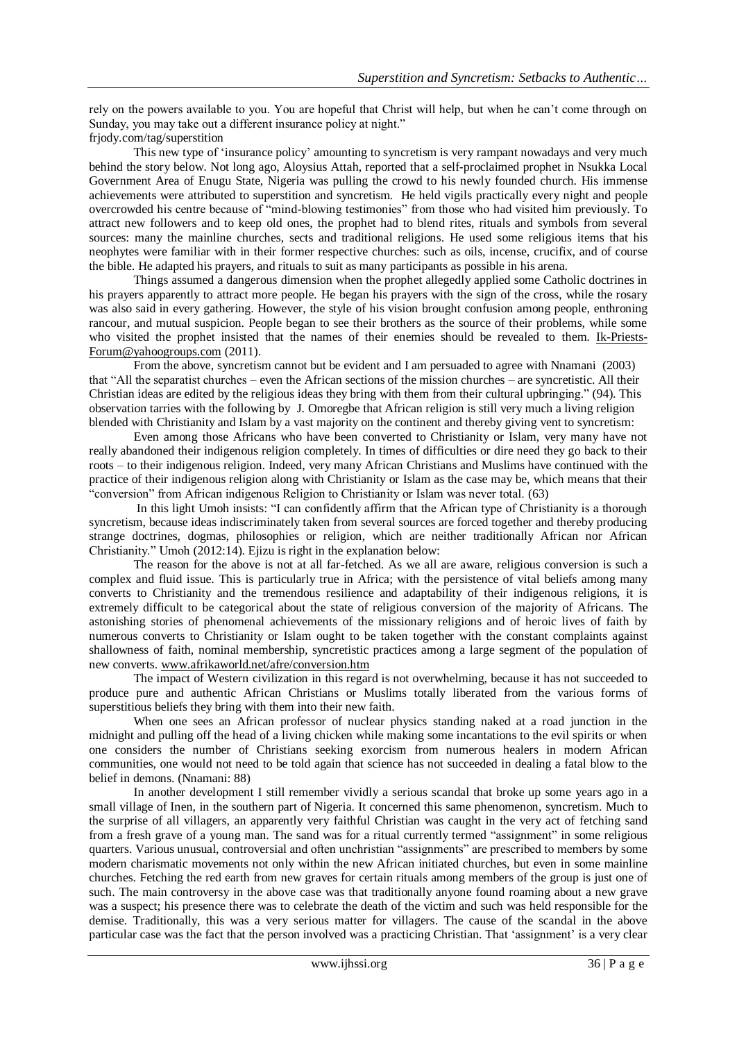rely on the powers available to you. You are hopeful that Christ will help, but when he can't come through on Sunday, you may take out a different insurance policy at night."
frjody.com/tag/superstition

This new type of 'insurance policy' amounting to syncretism is very rampant nowadays and very much behind the story below. Not long ago, Aloysius Attah, reported that a self-proclaimed prophet in Nsukka Local Government Area of Enugu State, Nigeria was pulling the crowd to his newly founded church. His immense achievements were attributed to superstition and syncretism. He held vigils practically every night and people overcrowded his centre because of "mind-blowing testimonies" from those who had visited him previously. To attract new followers and to keep old ones, the prophet had to blend rites, rituals and symbols from several sources: many the mainline churches, sects and traditional religions. He used some religious items that his neophytes were familiar with in their former respective churches: such as oils, incense, crucifix, and of course the bible. He adapted his prayers, and rituals to suit as many participants as possible in his arena.

Things assumed a dangerous dimension when the prophet allegedly applied some Catholic doctrines in his prayers apparently to attract more people. He began his prayers with the sign of the cross, while the rosary was also said in every gathering. However, the style of his vision brought confusion among people, enthroning rancour, and mutual suspicion. People began to see their brothers as the source of their problems, while some who visited the prophet insisted that the names of their enemies should be revealed to them. Ik-Priests-Forum@yahoogroups.com (2011).

From the above, syncretism cannot but be evident and I am persuaded to agree with Nnamani (2003) that "All the separatist churches – even the African sections of the mission churches – are syncretistic. All their Christian ideas are edited by the religious ideas they bring with them from their cultural upbringing." (94). This observation tarries with the following by J. Omoregbe that African religion is still very much a living religion blended with Christianity and Islam by a vast majority on the continent and thereby giving vent to syncretism:

Even among those Africans who have been converted to Christianity or Islam, very many have not really abandoned their indigenous religion completely. In times of difficulties or dire need they go back to their roots – to their indigenous religion. Indeed, very many African Christians and Muslims have continued with the practice of their indigenous religion along with Christianity or Islam as the case may be, which means that their "conversion" from African indigenous Religion to Christianity or Islam was never total. (63)

In this light Umoh insists: "I can confidently affirm that the African type of Christianity is a thorough syncretism, because ideas indiscriminately taken from several sources are forced together and thereby producing strange doctrines, dogmas, philosophies or religion, which are neither traditionally African nor African Christianity." Umoh (2012:14). Ejizu is right in the explanation below:

The reason for the above is not at all far-fetched. As we all are aware, religious conversion is such a complex and fluid issue. This is particularly true in Africa; with the persistence of vital beliefs among many converts to Christianity and the tremendous resilience and adaptability of their indigenous religions, it is extremely difficult to be categorical about the state of religious conversion of the majority of Africans. The astonishing stories of phenomenal achievements of the missionary religions and of heroic lives of faith by numerous converts to Christianity or Islam ought to be taken together with the constant complaints against shallowness of faith, nominal membership, syncretistic practices among a large segment of the population of new converts. www.afrikaworld.net/afre/conversion.htm

The impact of Western civilization in this regard is not overwhelming, because it has not succeeded to produce pure and authentic African Christians or Muslims totally liberated from the various forms of superstitious beliefs they bring with them into their new faith.

When one sees an African professor of nuclear physics standing naked at a road junction in the midnight and pulling off the head of a living chicken while making some incantations to the evil spirits or when one considers the number of Christians seeking exorcism from numerous healers in modern African communities, one would not need to be told again that science has not succeeded in dealing a fatal blow to the belief in demons. (Nnamani: 88)

In another development I still remember vividly a serious scandal that broke up some years ago in a small village of Inen, in the southern part of Nigeria. It concerned this same phenomenon, syncretism. Much to the surprise of all villagers, an apparently very faithful Christian was caught in the very act of fetching sand from a fresh grave of a young man. The sand was for a ritual currently termed "assignment" in some religious quarters. Various unusual, controversial and often unchristian "assignments" are prescribed to members by some modern charismatic movements not only within the new African initiated churches, but even in some mainline churches. Fetching the red earth from new graves for certain rituals among members of the group is just one of such. The main controversy in the above case was that traditionally anyone found roaming about a new grave was a suspect; his presence there was to celebrate the death of the victim and such was held responsible for the demise. Traditionally, this was a very serious matter for villagers. The cause of the scandal in the above particular case was the fact that the person involved was a practicing Christian. That 'assignment' is a very clear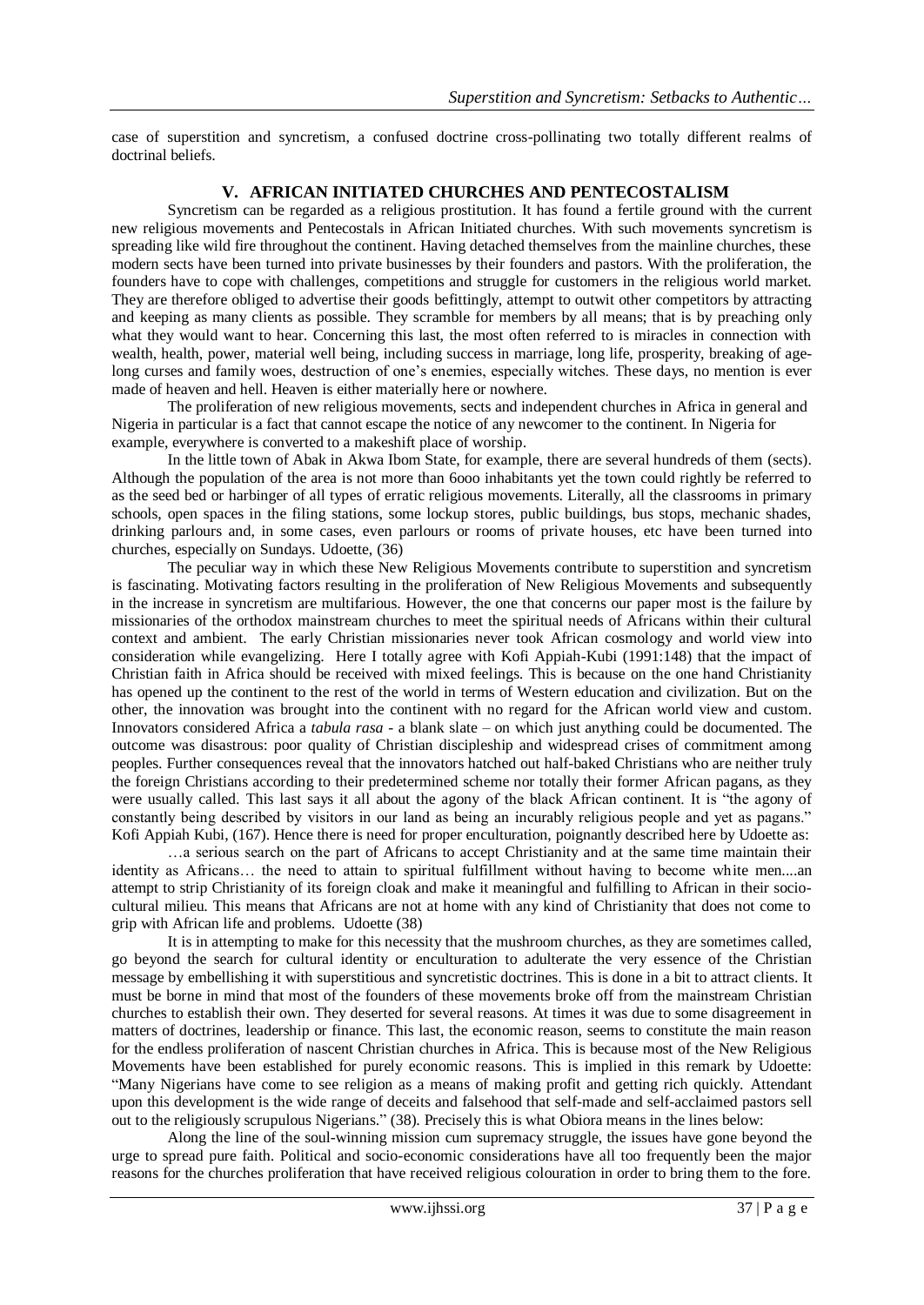case of superstition and syncretism, a confused doctrine cross-pollinating two totally different realms of doctrinal beliefs.

## V. AFRICAN INITIATED CHURCHES AND PENTECOSTALISM

Syncretism can be regarded as a religious prostitution. It has found a fertile ground with the current new religious movements and Pentecostals in African Initiated churches. With such movements syncretism is spreading like wild fire throughout the continent. Having detached themselves from the mainline churches, these modern sects have been turned into private businesses by their founders and pastors. With the proliferation, the founders have to cope with challenges, competitions and struggle for customers in the religious world market. They are therefore obliged to advertise their goods befittingly, attempt to outwit other competitors by attracting and keeping as many clients as possible. They scramble for members by all means; that is by preaching only what they would want to hear. Concerning this last, the most often referred to is miracles in connection with wealth, health, power, material well being, including success in marriage, long life, prosperity, breaking of age-long curses and family woes, destruction of one's enemies, especially witches. These days, no mention is ever made of heaven and hell. Heaven is either materially here or nowhere.

The proliferation of new religious movements, sects and independent churches in Africa in general and Nigeria in particular is a fact that cannot escape the notice of any newcomer to the continent. In Nigeria for example, everywhere is converted to a makeshift place of worship.

In the little town of Abak in Akwa Ibom State, for example, there are several hundreds of them (sects). Although the population of the area is not more than 6ooo inhabitants yet the town could rightly be referred to as the seed bed or harbinger of all types of erratic religious movements. Literally, all the classrooms in primary schools, open spaces in the filing stations, some lockup stores, public buildings, bus stops, mechanic shades, drinking parlours and, in some cases, even parlours or rooms of private houses, etc have been turned into churches, especially on Sundays. Udoette, (36)

The peculiar way in which these New Religious Movements contribute to superstition and syncretism is fascinating. Motivating factors resulting in the proliferation of New Religious Movements and subsequently in the increase in syncretism are multifarious. However, the one that concerns our paper most is the failure by missionaries of the orthodox mainstream churches to meet the spiritual needs of Africans within their cultural context and ambient. The early Christian missionaries never took African cosmology and world view into consideration while evangelizing. Here I totally agree with Kofi Appiah-Kubi (1991:148) that the impact of Christian faith in Africa should be received with mixed feelings. This is because on the one hand Christianity has opened up the continent to the rest of the world in terms of Western education and civilization. But on the other, the innovation was brought into the continent with no regard for the African world view and custom. Innovators considered Africa a *tabula rasa* - a blank slate – on which just anything could be documented. The outcome was disastrous: poor quality of Christian discipleship and widespread crises of commitment among peoples. Further consequences reveal that the innovators hatched out half-baked Christians who are neither truly the foreign Christians according to their predetermined scheme nor totally their former African pagans, as they were usually called. This last says it all about the agony of the black African continent. It is "the agony of constantly being described by visitors in our land as being an incurably religious people and yet as pagans." Kofi Appiah Kubi, (167). Hence there is need for proper enculturation, poignantly described here by Udoette as:

…a serious search on the part of Africans to accept Christianity and at the same time maintain their identity as Africans… the need to attain to spiritual fulfillment without having to become white men....an attempt to strip Christianity of its foreign cloak and make it meaningful and fulfilling to African in their socio-cultural milieu. This means that Africans are not at home with any kind of Christianity that does not come to grip with African life and problems. Udoette (38)

It is in attempting to make for this necessity that the mushroom churches, as they are sometimes called, go beyond the search for cultural identity or enculturation to adulterate the very essence of the Christian message by embellishing it with superstitious and syncretistic doctrines. This is done in a bit to attract clients. It must be borne in mind that most of the founders of these movements broke off from the mainstream Christian churches to establish their own. They deserted for several reasons. At times it was due to some disagreement in matters of doctrines, leadership or finance. This last, the economic reason, seems to constitute the main reason for the endless proliferation of nascent Christian churches in Africa. This is because most of the New Religious Movements have been established for purely economic reasons. This is implied in this remark by Udoette: "Many Nigerians have come to see religion as a means of making profit and getting rich quickly. Attendant upon this development is the wide range of deceits and falsehood that self-made and self-acclaimed pastors sell out to the religiously scrupulous Nigerians." (38). Precisely this is what Obiora means in the lines below:

Along the line of the soul-winning mission cum supremacy struggle, the issues have gone beyond the urge to spread pure faith. Political and socio-economic considerations have all too frequently been the major reasons for the churches proliferation that have received religious colouration in order to bring them to the fore.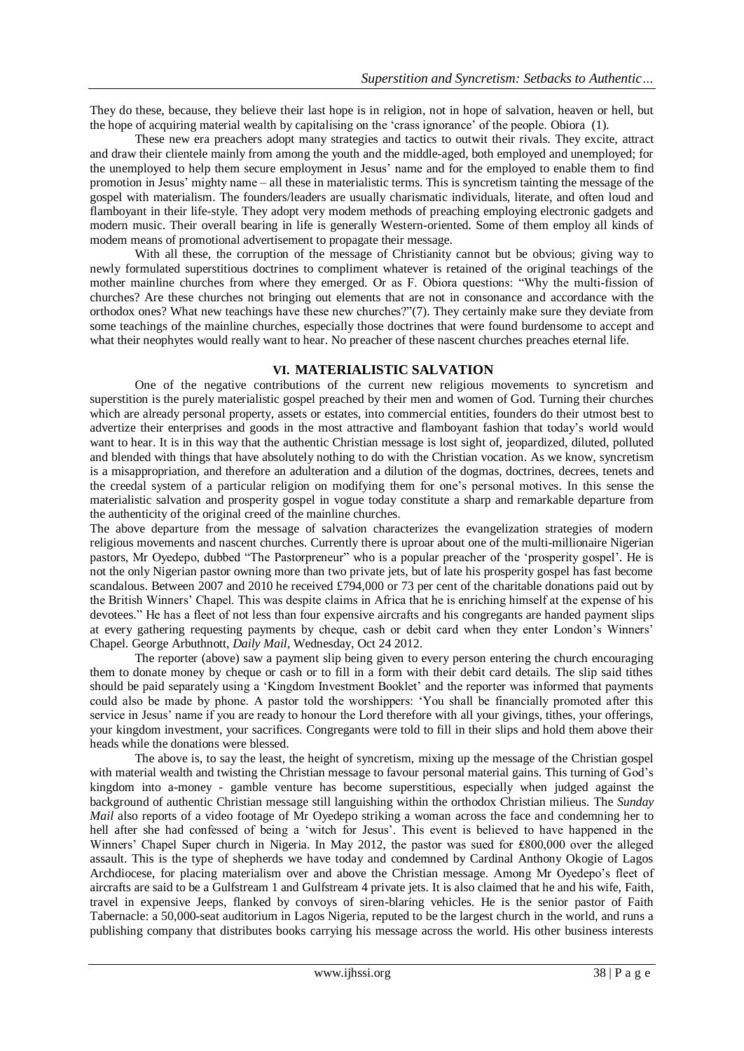They do these, because, they believe their last hope is in religion, not in hope of salvation, heaven or hell, but the hope of acquiring material wealth by capitalising on the 'crass ignorance' of the people. Obiora (1).

These new era preachers adopt many strategies and tactics to outwit their rivals. They excite, attract and draw their clientele mainly from among the youth and the middle-aged, both employed and unemployed; for the unemployed to help them secure employment in Jesus' name and for the employed to enable them to find promotion in Jesus' mighty name – all these in materialistic terms. This is syncretism tainting the message of the gospel with materialism. The founders/leaders are usually charismatic individuals, literate, and often loud and flamboyant in their life-style. They adopt very modem methods of preaching employing electronic gadgets and modern music. Their overall bearing in life is generally Western-oriented. Some of them employ all kinds of modem means of promotional advertisement to propagate their message.

With all these, the corruption of the message of Christianity cannot but be obvious; giving way to newly formulated superstitious doctrines to compliment whatever is retained of the original teachings of the mother mainline churches from where they emerged. Or as F. Obiora questions: "Why the multi-fission of churches? Are these churches not bringing out elements that are not in consonance and accordance with the orthodox ones? What new teachings have these new churches?"(7). They certainly make sure they deviate from some teachings of the mainline churches, especially those doctrines that were found burdensome to accept and what their neophytes would really want to hear. No preacher of these nascent churches preaches eternal life.

## VI. MATERIALISTIC SALVATION

One of the negative contributions of the current new religious movements to syncretism and superstition is the purely materialistic gospel preached by their men and women of God. Turning their churches which are already personal property, assets or estates, into commercial entities, founders do their utmost best to advertize their enterprises and goods in the most attractive and flamboyant fashion that today's world would want to hear. It is in this way that the authentic Christian message is lost sight of, jeopardized, diluted, polluted and blended with things that have absolutely nothing to do with the Christian vocation. As we know, syncretism is a misappropriation, and therefore an adulteration and a dilution of the dogmas, doctrines, decrees, tenets and the creedal system of a particular religion on modifying them for one's personal motives. In this sense the materialistic salvation and prosperity gospel in vogue today constitute a sharp and remarkable departure from the authenticity of the original creed of the mainline churches.

The above departure from the message of salvation characterizes the evangelization strategies of modern religious movements and nascent churches. Currently there is uproar about one of the multi-millionaire Nigerian pastors, Mr Oyedepo, dubbed "The Pastorpreneur" who is a popular preacher of the 'prosperity gospel'. He is not the only Nigerian pastor owning more than two private jets, but of late his prosperity gospel has fast become scandalous. Between 2007 and 2010 he received £794,000 or 73 per cent of the charitable donations paid out by the British Winners' Chapel. This was despite claims in Africa that he is enriching himself at the expense of his devotees." He has a fleet of not less than four expensive aircrafts and his congregants are handed payment slips at every gathering requesting payments by cheque, cash or debit card when they enter London's Winners' Chapel. George Arbuthnott, *Daily Mail*, Wednesday, Oct 24 2012.

The reporter (above) saw a payment slip being given to every person entering the church encouraging them to donate money by cheque or cash or to fill in a form with their debit card details. The slip said tithes should be paid separately using a 'Kingdom Investment Booklet' and the reporter was informed that payments could also be made by phone. A pastor told the worshippers: 'You shall be financially promoted after this service in Jesus' name if you are ready to honour the Lord therefore with all your givings, tithes, your offerings, your kingdom investment, your sacrifices. Congregants were told to fill in their slips and hold them above their heads while the donations were blessed.

The above is, to say the least, the height of syncretism, mixing up the message of the Christian gospel with material wealth and twisting the Christian message to favour personal material gains. This turning of God's kingdom into a-money - gamble venture has become superstitious, especially when judged against the background of authentic Christian message still languishing within the orthodox Christian milieus. The *Sunday Mail* also reports of a video footage of Mr Oyedepo striking a woman across the face and condemning her to hell after she had confessed of being a 'witch for Jesus'. This event is believed to have happened in the Winners' Chapel Super church in Nigeria. In May 2012, the pastor was sued for £800,000 over the alleged assault. This is the type of shepherds we have today and condemned by Cardinal Anthony Okogie of Lagos Archdiocese, for placing materialism over and above the Christian message. Among Mr Oyedepo's fleet of aircrafts are said to be a Gulfstream 1 and Gulfstream 4 private jets. It is also claimed that he and his wife, Faith, travel in expensive Jeeps, flanked by convoys of siren-blaring vehicles. He is the senior pastor of Faith Tabernacle: a 50,000-seat auditorium in Lagos Nigeria, reputed to be the largest church in the world, and runs a publishing company that distributes books carrying his message across the world. His other business interests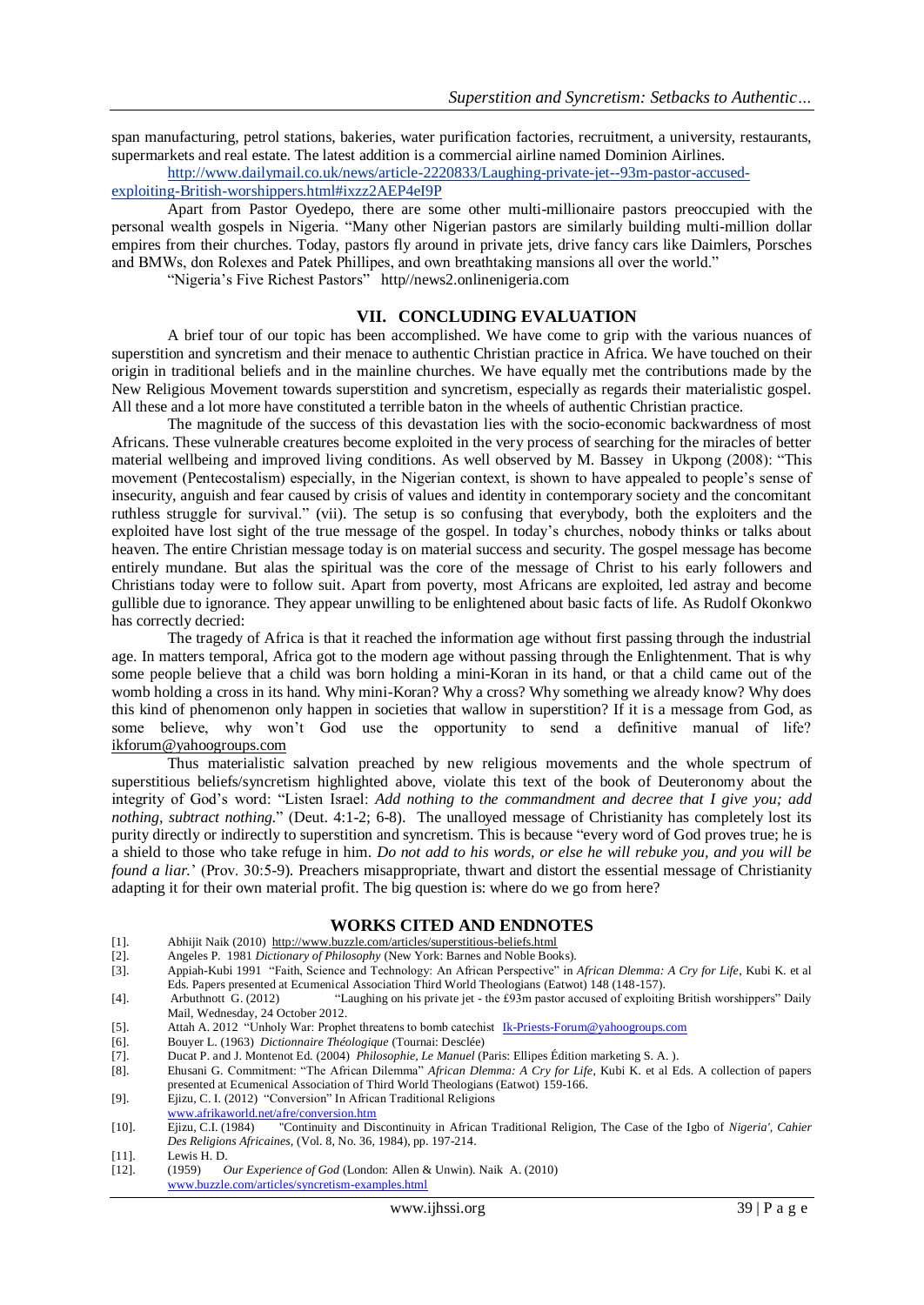span manufacturing, petrol stations, bakeries, water purification factories, recruitment, a university, restaurants, supermarkets and real estate. The latest addition is a commercial airline named Dominion Airlines.

http://www.dailymail.co.uk/news/article-2220833/Laughing-private-jet--93m-pastor-accused-exploiting-British-worshippers.html#ixzz2AEP4eI9P

Apart from Pastor Oyedepo, there are some other multi-millionaire pastors preoccupied with the personal wealth gospels in Nigeria. "Many other Nigerian pastors are similarly building multi-million dollar empires from their churches. Today, pastors fly around in private jets, drive fancy cars like Daimlers, Porsches and BMWs, don Rolexes and Patek Phillipes, and own breathtaking mansions all over the world."

"Nigeria's Five Richest Pastors" http//news2.onlinenigeria.com

## VII. CONCLUDING EVALUATION

A brief tour of our topic has been accomplished. We have come to grip with the various nuances of superstition and syncretism and their menace to authentic Christian practice in Africa. We have touched on their origin in traditional beliefs and in the mainline churches. We have equally met the contributions made by the New Religious Movement towards superstition and syncretism, especially as regards their materialistic gospel. All these and a lot more have constituted a terrible baton in the wheels of authentic Christian practice.

The magnitude of the success of this devastation lies with the socio-economic backwardness of most Africans. These vulnerable creatures become exploited in the very process of searching for the miracles of better material wellbeing and improved living conditions. As well observed by M. Bassey in Ukpong (2008): "This movement (Pentecostalism) especially, in the Nigerian context, is shown to have appealed to people's sense of insecurity, anguish and fear caused by crisis of values and identity in contemporary society and the concomitant ruthless struggle for survival." (vii). The setup is so confusing that everybody, both the exploiters and the exploited have lost sight of the true message of the gospel. In today's churches, nobody thinks or talks about heaven. The entire Christian message today is on material success and security. The gospel message has become entirely mundane. But alas the spiritual was the core of the message of Christ to his early followers and Christians today were to follow suit. Apart from poverty, most Africans are exploited, led astray and become gullible due to ignorance. They appear unwilling to be enlightened about basic facts of life. As Rudolf Okonkwo has correctly decried:

The tragedy of Africa is that it reached the information age without first passing through the industrial age. In matters temporal, Africa got to the modern age without passing through the Enlightenment. That is why some people believe that a child was born holding a mini-Koran in its hand, or that a child came out of the womb holding a cross in its hand. Why mini-Koran? Why a cross? Why something we already know? Why does this kind of phenomenon only happen in societies that wallow in superstition? If it is a message from God, as some believe, why won't God use the opportunity to send a definitive manual of life? ikforum@yahoogroups.com

Thus materialistic salvation preached by new religious movements and the whole spectrum of superstitious beliefs/syncretism highlighted above, violate this text of the book of Deuteronomy about the integrity of God's word: "Listen Israel: *Add nothing to the commandment and decree that I give you; add nothing, subtract nothing.*" (Deut. 4:1-2; 6-8). The unalloyed message of Christianity has completely lost its purity directly or indirectly to superstition and syncretism. This is because "every word of God proves true; he is a shield to those who take refuge in him. *Do not add to his words, or else he will rebuke you, and you will be found a liar.*' (Prov. 30:5-9). Preachers misappropriate, thwart and distort the essential message of Christianity adapting it for their own material profit. The big question is: where do we go from here?

## WORKS CITED AND ENDNOTES

[1]. Abhijit Naik (2010) http://www.buzzle.com/articles/superstitious-beliefs.html

[2]. Angeles P. 1981 *Dictionary of Philosophy* (New York: Barnes and Noble Books).

[3]. Appiah-Kubi 1991 "Faith, Science and Technology: An African Perspective" in *African Dlemma: A Cry for Life*, Kubi K. et al Eds. Papers presented at Ecumenical Association Third World Theologians (Eatwot) 148 (148-157).

[4]. Arbuthnott G. (2012) "Laughing on his private jet - the £93m pastor accused of exploiting British worshippers" Daily Mail, Wednesday, 24 October 2012.

[5]. Attah A. 2012 "Unholy War: Prophet threatens to bomb catechist Ik-Priests-Forum@yahoogroups.com

[6]. Bouyer L. (1963) *Dictionnaire Théologique* (Tournai: Desclée)

[7]. Ducat P. and J. Montenot Ed. (2004) *Philosophie, Le Manuel* (Paris: Ellipes Édition marketing S. A. ).

[8]. Ehusani G. Commitment: "The African Dilemma" *African Dlemma: A Cry for Life*, Kubi K. et al Eds. A collection of papers presented at Ecumenical Association of Third World Theologians (Eatwot) 159-166.

[9]. Ejizu, C. I. (2012) "Conversion" In African Traditional Religions www.afrikaworld.net/afre/conversion.htm

[10]. Ejizu, C.I. (1984) "Continuity and Discontinuity in African Traditional Religion, The Case of the Igbo of *Nigeria', Cahier Des Religions Africaines*, (Vol. 8, No. 36, 1984), pp. 197-214.

[11]. Lewis H. D.

[12]. (1959) *Our Experience of God* (London: Allen & Unwin). Naik A. (2010) www.buzzle.com/articles/syncretism-examples.html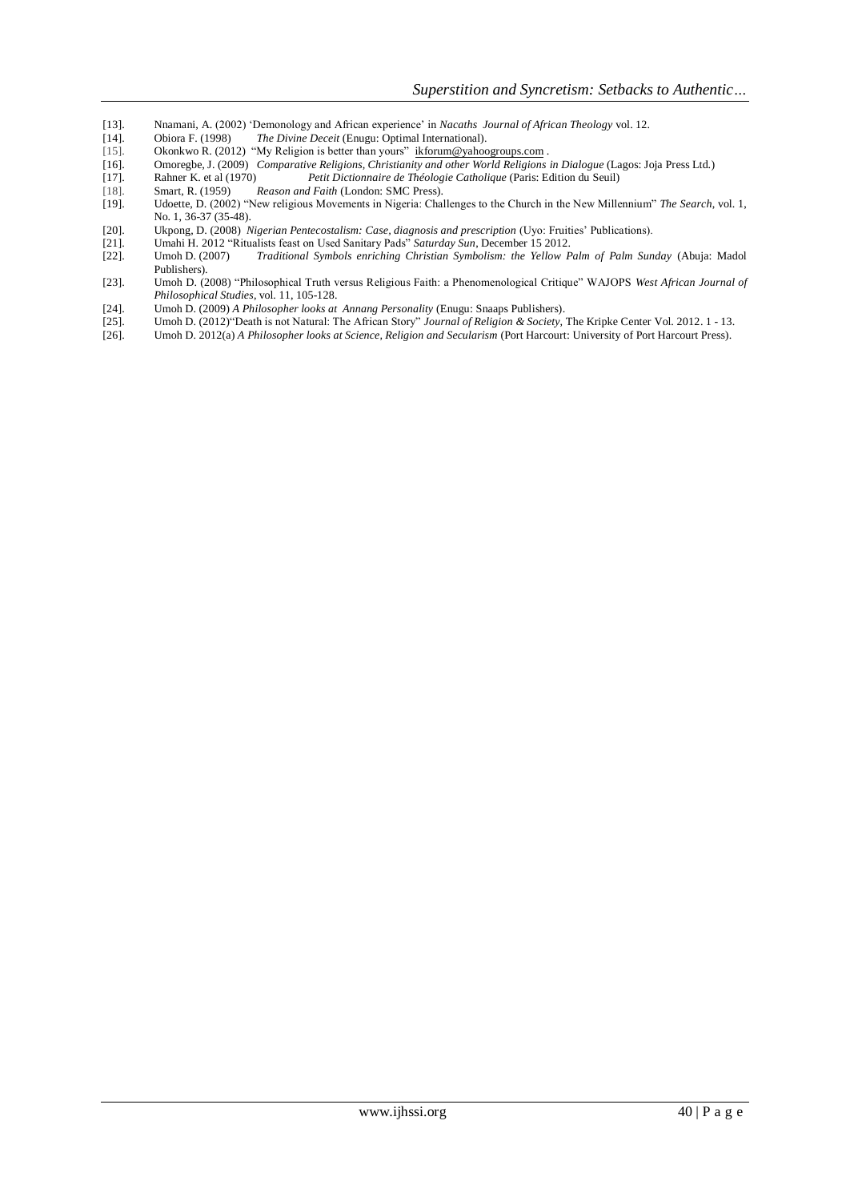[13]. Nnamani, A. (2002) 'Demonology and African experience' in *Nacaths Journal of African Theology* vol. 12.

[14]. Obiora F. (1998) *The Divine Deceit* (Enugu: Optimal International).

[15]. Okonkwo R. (2012) "My Religion is better than yours" ikforum@yahoogroups.com .

[16]. Omoregbe, J. (2009) *Comparative Religions, Christianity and other World Religions in Dialogue* (Lagos: Joja Press Ltd.)

[17]. Rahner K. et al (1970) *Petit Dictionnaire de Théologie Catholique* (Paris: Edition du Seuil)

[18]. Smart, R. (1959) *Reason and Faith* (London: SMC Press).

[19]. Udoette, D. (2002) "New religious Movements in Nigeria: Challenges to the Church in the New Millennium" *The Search*, vol. 1, No. 1, 36-37 (35-48).

[20]. Ukpong, D. (2008) *Nigerian Pentecostalism: Case, diagnosis and prescription* (Uyo: Fruities' Publications).

[21]. Umahi H. 2012 "Ritualists feast on Used Sanitary Pads" *Saturday Sun*, December 15 2012.

[22]. Umoh D. (2007) *Traditional Symbols enriching Christian Symbolism: the Yellow Palm of Palm Sunday* (Abuja: Madol Publishers).

[23]. Umoh D. (2008) "Philosophical Truth versus Religious Faith: a Phenomenological Critique" WAJOPS *West African Journal of Philosophical Studies*, vol. 11, 105-128.

[24]. Umoh D. (2009) *A Philosopher looks at Annang Personality* (Enugu: Snaaps Publishers).

[25]. Umoh D. (2012)"Death is not Natural: The African Story" *Journal of Religion & Society*, The Kripke Center Vol. 2012. 1 - 13.

[26]. Umoh D. 2012(a) *A Philosopher looks at Science, Religion and Secularism* (Port Harcourt: University of Port Harcourt Press).